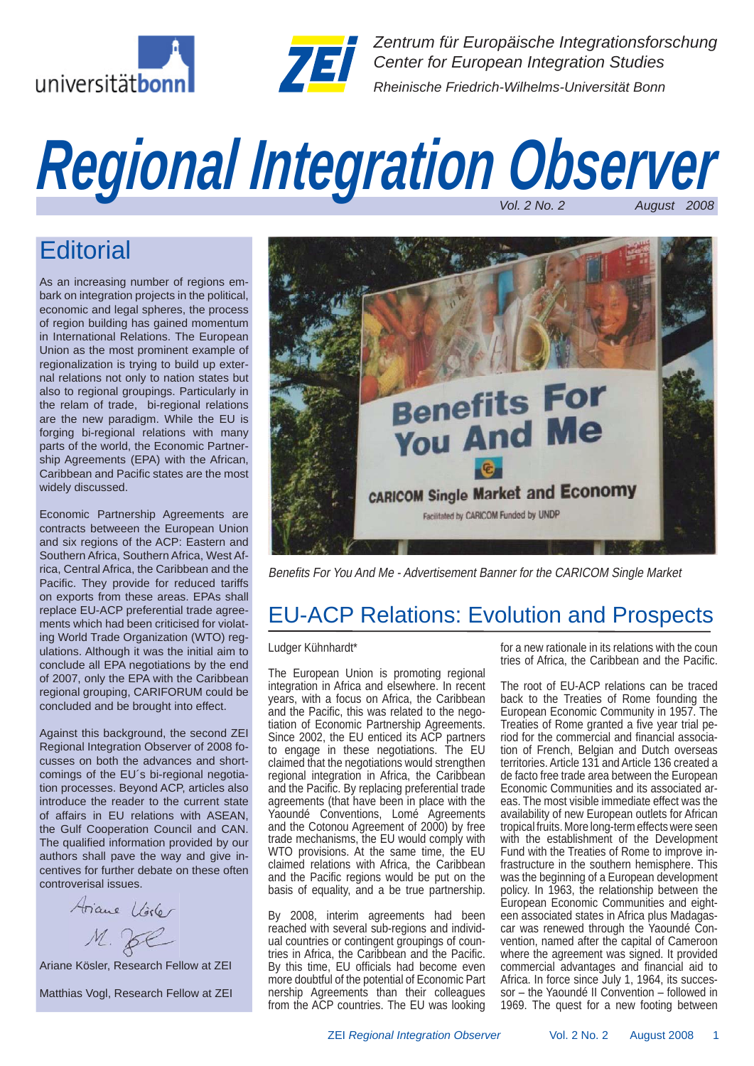Zentrum für Europäische Integrationsforschung
Center for European Integration Studies
Rheinische Friedrich-Wilhelms-Universität Bonn

# Regional Integration Observer

Vol. 2 No. 2 August 2008

## Editorial

As an increasing number of regions embark on integration projects in the political, economic and legal spheres, the process of region building has gained momentum in International Relations. The European Union as the most prominent example of regionalization is trying to build up external relations not only to nation states but also to regional groupings. Particularly in the relam of trade, bi-regional relations are the new paradigm. While the EU is forging bi-regional relations with many parts of the world, the Economic Partnership Agreements (EPA) with the African, Caribbean and Pacific states are the most widely discussed.

Economic Partnership Agreements are contracts betweeen the European Union and six regions of the ACP: Eastern and Southern Africa, Southern Africa, West Africa, Central Africa, the Caribbean and the Pacific. They provide for reduced tariffs on exports from these areas. EPAs shall replace EU-ACP preferential trade agreements which had been criticised for violating World Trade Organization (WTO) regulations. Although it was the initial aim to conclude all EPA negotiations by the end of 2007, only the EPA with the Caribbean regional grouping, CARIFORUM could be concluded and be brought into effect.

Against this background, the second ZEI Regional Integration Observer of 2008 focusses on both the advances and shortcomings of the EU´s bi-regional negotiation processes. Beyond ACP, articles also introduce the reader to the current state of affairs in EU relations with ASEAN, the Gulf Cooperation Council and CAN. The qualified information provided by our authors shall pave the way and give incentives for further debate on these often controverisal issues.

Ariane Kösler, Research Fellow at ZEI

Matthias Vogl, Research Fellow at ZEI

Benefits For You And Me - Advertisement Banner for the CARICOM Single Market

## EU-ACP Relations: Evolution and Prospects

Ludger Kühnhardt*

The European Union is promoting regional integration in Africa and elsewhere. In recent years, with a focus on Africa, the Caribbean and the Pacific, this was related to the negotiation of Economic Partnership Agreements. Since 2002, the EU enticed its ACP partners to engage in these negotiations. The EU claimed that the negotiations would strengthen regional integration in Africa, the Caribbean and the Pacific. By replacing preferential trade agreements (that have been in place with the Yaoundé Conventions, Lomé Agreements and the Cotonou Agreement of 2000) by free trade mechanisms, the EU would comply with WTO provisions. At the same time, the EU claimed relations with Africa, the Caribbean and the Pacific regions would be put on the basis of equality, and a be true partnership.

By 2008, interim agreements had been reached with several sub-regions and individual countries or contingent groupings of countries in Africa, the Caribbean and the Pacific. By this time, EU officials had become even more doubtful of the potential of Economic Partnership Agreements than their colleagues from the ACP countries. The EU was looking for a new rationale in its relations with the countries of Africa, the Caribbean and the Pacific.

The root of EU-ACP relations can be traced back to the Treaties of Rome founding the European Economic Community in 1957. The Treaties of Rome granted a five year trial period for the commercial and financial association of French, Belgian and Dutch overseas territories. Article 131 and Article 136 created a de facto free trade area between the European Economic Communities and its associated areas. The most visible immediate effect was the availability of new European outlets for African tropical fruits. More long-term effects were seen with the establishment of the Development Fund with the Treaties of Rome to improve infrastructure in the southern hemisphere. This was the beginning of a European development policy. In 1963, the relationship between the European Economic Communities and eighteen associated states in Africa plus Madagascar was renewed through the Yaoundé Convention, named after the capital of Cameroon where the agreement was signed. It provided commercial advantages and financial aid to Africa. In force since July 1, 1964, its successor – the Yaoundé II Convention – followed in 1969. The quest for a new footing between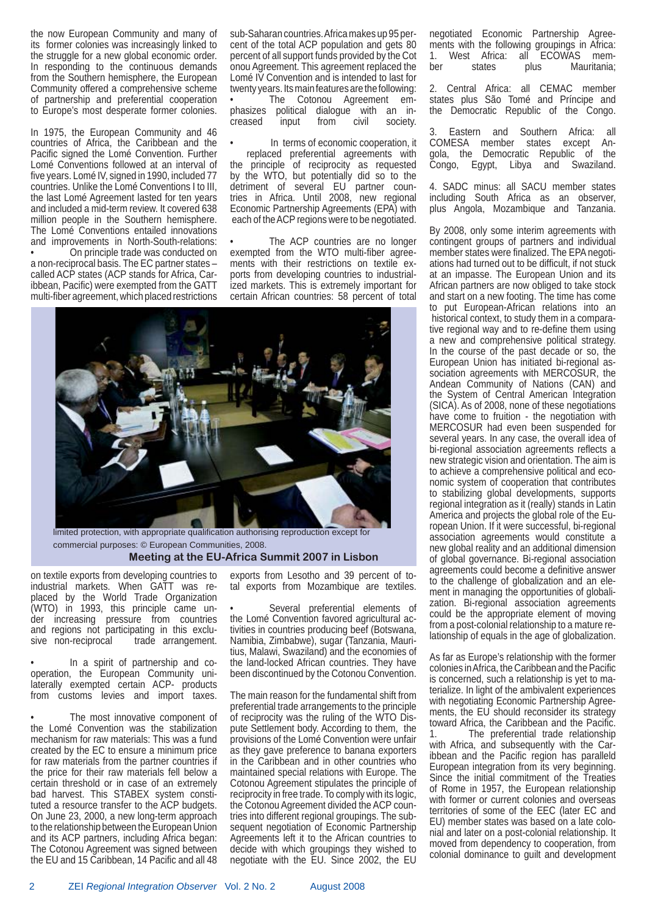the now European Community and many of its former colonies was increasingly linked to the struggle for a new global economic order. In responding to the continuous demands from the Southern hemisphere, the European Community offered a comprehensive scheme of partnership and preferential cooperation to Europe's most desperate former colonies.

In 1975, the European Community and 46 countries of Africa, the Caribbean and the Pacific signed the Lomé Convention. Further Lomé Conventions followed at an interval of five years. Lomé IV, signed in 1990, included 77 countries. Unlike the Lomé Conventions I to III, the last Lomé Agreement lasted for ten years and included a mid-term review. It covered 638 million people in the Southern hemisphere. The Lomé Conventions entailed innovations and improvements in North-South-relations:

- On principle trade was conducted on a non-reciprocal basis. The EC partner states – called ACP states (ACP stands for Africa, Caribbean, Pacific) were exempted from the GATT multi-fiber agreement, which placed restrictions on textile exports from developing countries to industrial markets. When GATT was replaced by the World Trade Organization (WTO) in 1993, this principle came under increasing pressure from countries and regions not participating in this exclusive non-reciprocal trade arrangement.
- In a spirit of partnership and cooperation, the European Community unilaterally exempted certain ACP- products from customs levies and import taxes.
- The most innovative component of the Lomé Convention was the stabilization mechanism for raw materials: This was a fund created by the EC to ensure a minimum price for raw materials from the partner countries if the price for their raw materials fell below a certain threshold or in case of an extremely bad harvest. This STABEX system constituted a resource transfer to the ACP budgets.

On June 23, 2000, a new long-term approach to the relationship between the European Union and its ACP partners, including Africa began: The Cotonou Agreement was signed between the EU and 15 Caribbean, 14 Pacific and all 48 sub-Saharan countries. Africa makes up 95 percent of the total ACP population and gets 80 percent of all support funds provided by the Cotonou Agreement. This agreement replaced the Lomé IV Convention and is intended to last for twenty years. Its main features are the following:

- The Cotonou Agreement emphasizes political dialogue with an increased input from civil society.
- In terms of economic cooperation, it replaced preferential agreements with the principle of reciprocity as requested by the WTO, but potentially did so to the detriment of several EU partner countries in Africa. Until 2008, new regional Economic Partnership Agreements (EPA) with each of the ACP regions were to be negotiated.
- The ACP countries are no longer exempted from the WTO multi-fiber agreements with their restrictions on textile exports from developing countries to industrialized markets. This is extremely important for certain African countries: 58 percent of total exports from Lesotho and 39 percent of total exports from Mozambique are textiles.
- Several preferential elements of the Lomé Convention favored agricultural activities in countries producing beef (Botswana, Namibia, Zimbabwe), sugar (Tanzania, Mauritius, Malawi, Swaziland) and the economies of the land-locked African countries. They have been discontinued by the Cotonou Convention.

limited protection, with appropriate qualification authorising reproduction except for commercial purposes: © European Communities, 2008.

**Meeting at the EU-Africa Summit 2007 in Lisbon**

The main reason for the fundamental shift from preferential trade arrangements to the principle of reciprocity was the ruling of the WTO Dispute Settlement body. According to them, the provisions of the Lomé Convention were unfair as they gave preference to banana exporters in the Caribbean and in other countries who maintained special relations with Europe. The Cotonou Agreement stipulates the principle of reciprocity in free trade. To comply with its logic, the Cotonou Agreement divided the ACP countries into different regional groupings. The subsequent negotiation of Economic Partnership Agreements left it to the African countries to decide with which groupings they wished to negotiate with the EU. Since 2002, the EU negotiated Economic Partnership Agreements with the following groupings in Africa:

1. West Africa: all ECOWAS member states plus Mauritania;
2. Central Africa: all CEMAC member states plus São Tomé and Príncipe and the Democratic Republic of the Congo.
3. Eastern and Southern Africa: all COMESA member states except Angola, the Democratic Republic of the Congo, Egypt, Libya and Swaziland.
4. SADC minus: all SACU member states including South Africa as an observer, plus Angola, Mozambique and Tanzania.

By 2008, only some interim agreements with contingent groups of partners and individual member states were finalized. The EPA negotiations had turned out to be difficult, if not stuck at an impasse. The European Union and its African partners are now obliged to take stock and start on a new footing. The time has come to put European-African relations into an historical context, to study them in a comparative regional way and to re-define them using a new and comprehensive political strategy. In the course of the past decade or so, the European Union has initiated bi-regional association agreements with MERCOSUR, the Andean Community of Nations (CAN) and the System of Central American Integration (SICA). As of 2008, none of these negotiations have come to fruition - the negotiation with MERCOSUR had even been suspended for several years. In any case, the overall idea of bi-regional association agreements reflects a new strategic vision and orientation. The aim is to achieve a comprehensive political and economic system of cooperation that contributes to stabilizing global developments, supports regional integration as it (really) stands in Latin America and projects the global role of the European Union. If it were successful, bi-regional association agreements would constitute a new global reality and an additional dimension of global governance. Bi-regional association agreements could become a definitive answer to the challenge of globalization and an element in managing the opportunities of globalization. Bi-regional association agreements could be the appropriate element of moving from a post-colonial relationship to a mature relationship of equals in the age of globalization.

As far as Europe's relationship with the former colonies in Africa, the Caribbean and the Pacific is concerned, such a relationship is yet to materialize. In light of the ambivalent experiences with negotiating Economic Partnership Agreements, the EU should reconsider its strategy toward Africa, the Caribbean and the Pacific.

1. The preferential trade relationship with Africa, and subsequently with the Caribbean and the Pacific region has paralleld European integration from its very beginning. Since the initial commitment of the Treaties of Rome in 1957, the European relationship with former or current colonies and overseas territories of some of the EEC (later EC and EU) member states was based on a late colonial and later on a post-colonial relationship. It moved from dependency to cooperation, from colonial dominance to guilt and development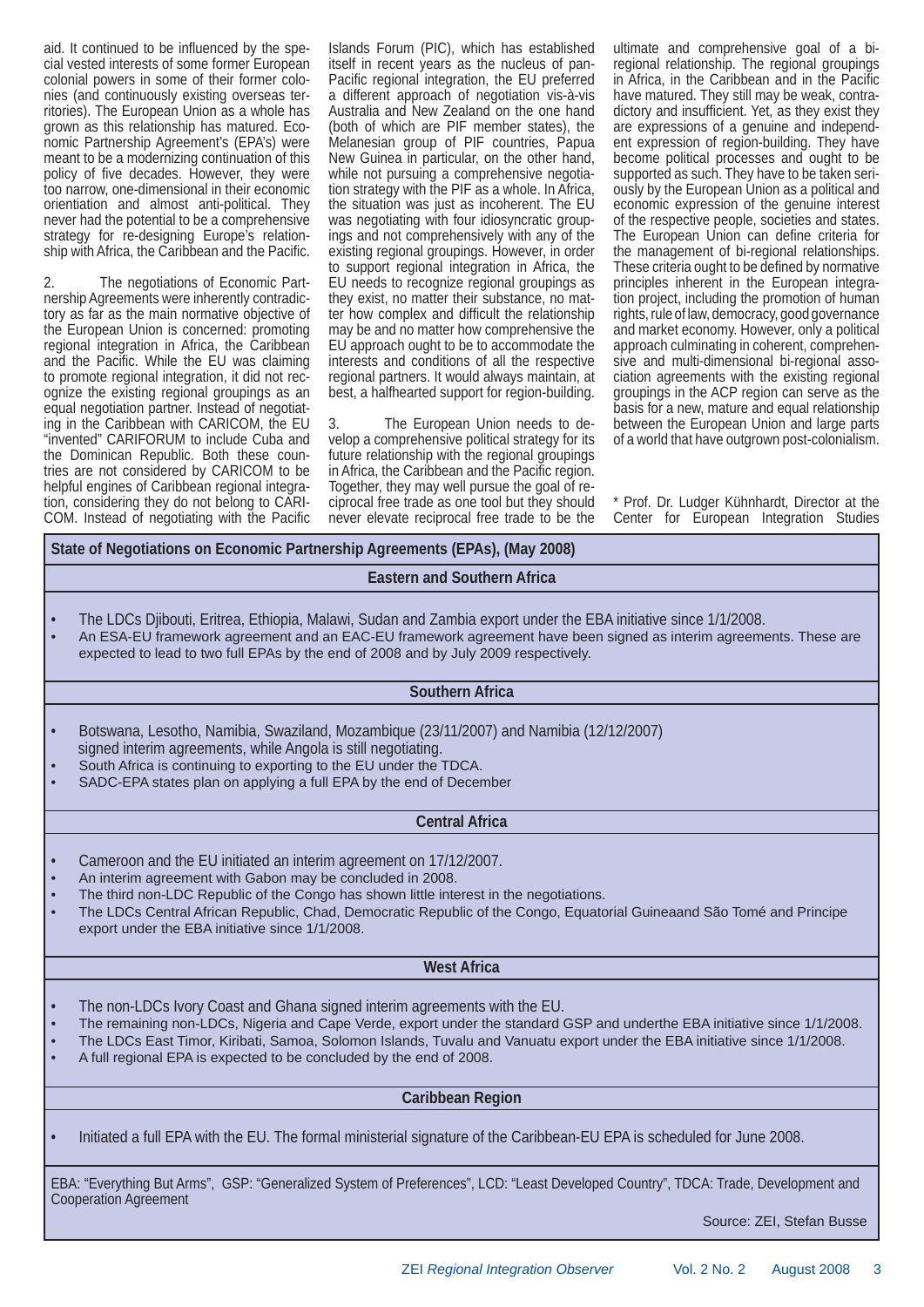aid. It continued to be influenced by the special vested interests of some former European colonial powers in some of their former colonies (and continuously existing overseas territories). The European Union as a whole has grown as this relationship has matured. Economic Partnership Agreement's (EPA's) were meant to be a modernizing continuation of this policy of five decades. However, they were too narrow, one-dimensional in their economic orientation and almost anti-political. They never had the potential to be a comprehensive strategy for re-designing Europe's relationship with Africa, the Caribbean and the Pacific.

2. The negotiations of Economic Partnership Agreements were inherently contradictory as far as the main normative objective of the European Union is concerned: promoting regional integration in Africa, the Caribbean and the Pacific. While the EU was claiming to promote regional integration, it did not recognize the existing regional groupings as an equal negotiation partner. Instead of negotiating in the Caribbean with CARICOM, the EU "invented" CARIFORUM to include Cuba and the Dominican Republic. Both these countries are not considered by CARICOM to be helpful engines of Caribbean regional integration, considering they do not belong to CARICOM. Instead of negotiating with the Pacific Islands Forum (PIC), which has established itself in recent years as the nucleus of pan-Pacific regional integration, the EU preferred a different approach of negotiation vis-à-vis Australia and New Zealand on the one hand (both of which are PIF member states), the Melanesian group of PIF countries, Papua New Guinea in particular, on the other hand, while not pursuing a comprehensive negotiation strategy with the PIF as a whole. In Africa, the situation was just as incoherent. The EU was negotiating with four idiosyncratic groupings and not comprehensively with any of the existing regional groupings. However, in order to support regional integration in Africa, the EU needs to recognize regional groupings as they exist, no matter their substance, no matter how complex and difficult the relationship may be and no matter how comprehensive the EU approach ought to be to accommodate the interests and conditions of all the respective regional partners. It would always maintain, at best, a halfhearted support for region-building.

3. The European Union needs to develop a comprehensive political strategy for its future relationship with the regional groupings in Africa, the Caribbean and the Pacific region. Together, they may well pursue the goal of reciprocal free trade as one tool but they should never elevate reciprocal free trade to be the ultimate and comprehensive goal of a bi-regional relationship. The regional groupings in Africa, in the Caribbean and in the Pacific have matured. They still may be weak, contradictory and insufficient. Yet, as they exist they are expressions of a genuine and independent expression of region-building. They have become political processes and ought to be supported as such. They have to be taken seriously by the European Union as a political and economic expression of the genuine interest of the respective people, societies and states. The European Union can define criteria for the management of bi-regional relationships. These criteria ought to be defined by normative principles inherent in the European integration project, including the promotion of human rights, rule of law, democracy, good governance and market economy. However, only a political approach culminating in coherent, comprehensive and multi-dimensional bi-regional association agreements with the existing regional groupings in the ACP region can serve as the basis for a new, mature and equal relationship between the European Union and large parts of a world that have outgrown post-colonialism.

\* Prof. Dr. Ludger Kühnhardt, Director at the Center for European Integration Studies

**State of Negotiations on Economic Partnership Agreements (EPAs), (May 2008)**

**Eastern and Southern Africa**

- The LDCs Djibouti, Eritrea, Ethiopia, Malawi, Sudan and Zambia export under the EBA initiative since 1/1/2008.
- An ESA-EU framework agreement and an EAC-EU framework agreement have been signed as interim agreements. These are expected to lead to two full EPAs by the end of 2008 and by July 2009 respectively.

**Southern Africa**

- Botswana, Lesotho, Namibia, Swaziland, Mozambique (23/11/2007) and Namibia (12/12/2007) signed interim agreements, while Angola is still negotiating.
- South Africa is continuing to exporting to the EU under the TDCA.
- SADC-EPA states plan on applying a full EPA by the end of December

**Central Africa**

- Cameroon and the EU initiated an interim agreement on 17/12/2007.
- An interim agreement with Gabon may be concluded in 2008.
- The third non-LDC Republic of the Congo has shown little interest in the negotiations.
- The LDCs Central African Republic, Chad, Democratic Republic of the Congo, Equatorial Guineaand São Tomé and Principe export under the EBA initiative since 1/1/2008.

**West Africa**

- The non-LDCs Ivory Coast and Ghana signed interim agreements with the EU.
- The remaining non-LDCs, Nigeria and Cape Verde, export under the standard GSP and underthe EBA initiative since 1/1/2008.
- The LDCs East Timor, Kiribati, Samoa, Solomon Islands, Tuvalu and Vanuatu export under the EBA initiative since 1/1/2008.
- A full regional EPA is expected to be concluded by the end of 2008.

**Caribbean Region**

- Initiated a full EPA with the EU. The formal ministerial signature of the Caribbean-EU EPA is scheduled for June 2008.

EBA: "Everything But Arms", GSP: "Generalized System of Preferences", LCD: "Least Developed Country", TDCA: Trade, Development and Cooperation Agreement

Source: ZEI, Stefan Busse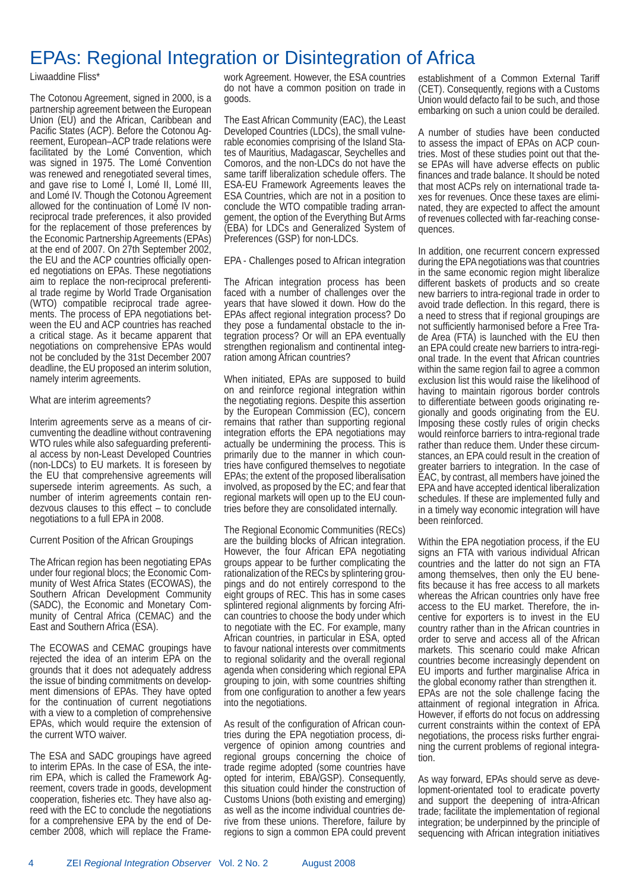# EPAs: Regional Integration or Disintegration of Africa

Liwaaddine Fliss*

The Cotonou Agreement, signed in 2000, is a partnership agreement between the European Union (EU) and the African, Caribbean and Pacific States (ACP). Before the Cotonou Agreement, European–ACP trade relations were facilitated by the Lomé Convention, which was signed in 1975. The Lomé Convention was renewed and renegotiated several times, and gave rise to Lomé I, Lomé II, Lomé III, and Lomé IV. Though the Cotonou Agreement allowed for the continuation of Lomé IV non-reciprocal trade preferences, it also provided for the replacement of those preferences by the Economic Partnership Agreements (EPAs) at the end of 2007. On 27th September 2002, the EU and the ACP countries officially opened negotiations on EPAs. These negotiations aim to replace the non-reciprocal preferential trade regime by World Trade Organisation (WTO) compatible reciprocal trade agreements. The process of EPA negotiations between the EU and ACP countries has reached a critical stage. As it became apparent that negotiations on comprehensive EPAs would not be concluded by the 31st December 2007 deadline, the EU proposed an interim solution, namely interim agreements.

What are interim agreements?

Interim agreements serve as a means of circumventing the deadline without contravening WTO rules while also safeguarding preferential access by non-Least Developed Countries (non-LDCs) to EU markets. It is foreseen by the EU that comprehensive agreements will supersede interim agreements. As such, a number of interim agreements contain rendezvous clauses to this effect – to conclude negotiations to a full EPA in 2008.

Current Position of the African Groupings

The African region has been negotiating EPAs under four regional blocs; the Economic Community of West Africa States (ECOWAS), the Southern African Development Community (SADC), the Economic and Monetary Community of Central Africa (CEMAC) and the East and Southern Africa (ESA).

The ECOWAS and CEMAC groupings have rejected the idea of an interim EPA on the grounds that it does not adequately address the issue of binding commitments on development dimensions of EPAs. They have opted for the continuation of current negotiations with a view to a completion of comprehensive EPAs, which would require the extension of the current WTO waiver.

The ESA and SADC groupings have agreed to interim EPAs. In the case of ESA, the interim EPA, which is called the Framework Agreement, covers trade in goods, development cooperation, fisheries etc. They have also agreed with the EC to conclude the negotiations for a comprehensive EPA by the end of December 2008, which will replace the Framework Agreement. However, the ESA countries do not have a common position on trade in goods.

The East African Community (EAC), the Least Developed Countries (LDCs), the small vulnerable economies comprising of the Island States of Mauritius, Madagascar, Seychelles and Comoros, and the non-LDCs do not have the same tariff liberalization schedule offers. The ESA-EU Framework Agreements leaves the ESA Countries, which are not in a position to conclude the WTO compatible trading arrangement, the option of the Everything But Arms (EBA) for LDCs and Generalized System of Preferences (GSP) for non-LDCs.

EPA - Challenges posed to African integration

The African integration process has been faced with a number of challenges over the years that have slowed it down. How do the EPAs affect regional integration process? Do they pose a fundamental obstacle to the integration process? Or will an EPA eventually strengthen regionalism and continental integration among African countries?

When initiated, EPAs are supposed to build on and reinforce regional integration within the negotiating regions. Despite this assertion by the European Commission (EC), concern remains that rather than supporting regional integration efforts the EPA negotiations may actually be undermining the process. This is primarily due to the manner in which countries have configured themselves to negotiate EPAs; the extent of the proposed liberalisation involved, as proposed by the EC; and fear that regional markets will open up to the EU countries before they are consolidated internally.

The Regional Economic Communities (RECs) are the building blocks of African integration. However, the four African EPA negotiating groups appear to be further complicating the rationalization of the RECs by splintering groupings and do not entirely correspond to the eight groups of REC. This has in some cases splintered regional alignments by forcing African countries to choose the body under which to negotiate with the EC. For example, many African countries, in particular in ESA, opted to favour national interests over commitments to regional solidarity and the overall regional agenda when considering which regional EPA grouping to join, with some countries shifting from one configuration to another a few years into the negotiations.

As result of the configuration of African countries during the EPA negotiation process, divergence of opinion among countries and regional groups concerning the choice of trade regime adopted (some countries have opted for interim, EBA/GSP). Consequently, this situation could hinder the construction of Customs Unions (both existing and emerging) as well as the income individual countries derive from these unions. Therefore, failure by regions to sign a common EPA could prevent establishment of a Common External Tariff (CET). Consequently, regions with a Customs Union would defacto fail to be such, and those embarking on such a union could be derailed.

A number of studies have been conducted to assess the impact of EPAs on ACP countries. Most of these studies point out that these EPAs will have adverse effects on public finances and trade balance. It should be noted that most ACPs rely on international trade taxes for revenues. Once these taxes are eliminated, they are expected to affect the amount of revenues collected with far-reaching consequences.

In addition, one recurrent concern expressed during the EPA negotiations was that countries in the same economic region might liberalize different baskets of products and so create new barriers to intra-regional trade in order to avoid trade deflection. In this regard, there is a need to stress that if regional groupings are not sufficiently harmonised before a Free Trade Area (FTA) is launched with the EU then an EPA could create new barriers to intra-regional trade. In the event that African countries within the same region fail to agree a common exclusion list this would raise the likelihood of having to maintain rigorous border controls to differentiate between goods originating regionally and goods originating from the EU. Imposing these costly rules of origin checks would reinforce barriers to intra-regional trade rather than reduce them. Under these circumstances, an EPA could result in the creation of greater barriers to integration. In the case of EAC, by contrast, all members have joined the EPA and have accepted identical liberalization schedules. If these are implemented fully and in a timely way economic integration will have been reinforced.

Within the EPA negotiation process, if the EU signs an FTA with various individual African countries and the latter do not sign an FTA among themselves, then only the EU benefits because it has free access to all markets whereas the African countries only have free access to the EU market. Therefore, the incentive for exporters is to invest in the EU country rather than in the African countries in order to serve and access all of the African markets. This scenario could make African countries become increasingly dependent on EU imports and further marginalise Africa in the global economy rather than strengthen it. EPAs are not the sole challenge facing the attainment of regional integration in Africa. However, if efforts do not focus on addressing current constraints within the context of EPA negotiations, the process risks further engraining the current problems of regional integration.

As way forward, EPAs should serve as development-orientated tool to eradicate poverty and support the deepening of intra-African trade; facilitate the implementation of regional integration; be underpinned by the principle of sequencing with African integration initiatives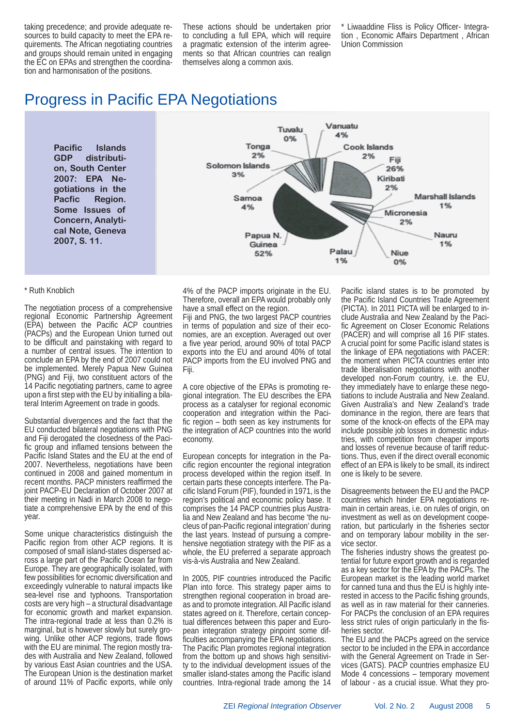taking precedence; and provide adequate resources to build capacity to meet the EPA requirements. The African negotiating countries and groups should remain united in engaging the EC on EPAs and strengthen the coordination and harmonisation of the positions.

These actions should be undertaken prior to concluding a full EPA, which will require a pragmatic extension of the interim agreements so that African countries can realign themselves along a common axis.

* Liwaaddine Fliss is Policy Officer- Integration , Economic Affairs Department , African Union Commission

# Progress in Pacific EPA Negotiations

**Pacific Islands GDP distribution, South Center 2007: EPA Negotiations in the Pacfic Region. Some Issues of Concern, Analytical Note, Geneva 2007, S. 11.**

| Country | Share |
|---|---|
| Papua N. Guinea | 52% |
| Fiji | 26% |
| Samoa | 4% |
| Vanuatu | 4% |
| Solomon Islands | 3% |
| Tonga | 2% |
| Cook Islands | 2% |
| Kiribati | 2% |
| Micronesia | 2% |
| Marshall Islands | 1% |
| Nauru | 1% |
| Palau | 1% |
| Tuvalu | 0% |
| Niue | 0% |

* Ruth Knoblich

The negotiation process of a comprehensive regional Economic Partnership Agreement (EPA) between the Pacific ACP countries (PACPs) and the European Union turned out to be difficult and painstaking with regard to a number of central issues. The intention to conclude an EPA by the end of 2007 could not be implemented. Merely Papua New Guinea (PNG) and Fiji, two constituent actors of the 14 Pacific negotiating partners, came to agree upon a first step with the EU by initialling a bilateral Interim Agreement on trade in goods.

Substantial divergences and the fact that the EU conducted bilateral negotiations with PNG and Fiji derogated the closedness of the Pacific group and inflamed tensions between the Pacific Island States and the EU at the end of 2007. Nevertheless, negotiations have been continued in 2008 and gained momentum in recent months. PACP ministers reaffirmed the joint PACP-EU Declaration of October 2007 at their meeting in Nadi in March 2008 to negotiate a comprehensive EPA by the end of this year.

Some unique characteristics distinguish the Pacific region from other ACP regions. It is composed of small island-states dispersed across a large part of the Pacific Ocean far from Europe. They are geographically isolated, with few possibilities for ecnomic diversification and exceedingly vulnerable to natural impacts like sea-level rise and typhoons. Transportation costs are very high – a structural disadvantage for economic growth and market expansion. The intra-regional trade at less than 0.2% is marginal, but is however slowly but surely growing. Unlike other ACP regions, trade flows with the EU are minimal. The region mostly trades with Australia and New Zealand, followed by various East Asian countries and the USA. The European Union is the destination market of around 11% of Pacific exports, while only 4% of the PACP imports originate in the EU. Therefore, overall an EPA would probably only have a small effect on the region.

Fiji and PNG, the two largest PACP countries in terms of population and size of their economies, are an exception. Averaged out over a five year period, around 90% of total PACP exports into the EU and around 40% of total PACP imports from the EU involved PNG and Fiji.

A core objective of the EPAs is promoting regional integration. The EU describes the EPA process as a catalyser for regional economic cooperation and integration within the Pacific region – both seen as key instruments for the integration of ACP countries into the world economy.

European concepts for integration in the Pacific region encounter the regional integration process developed within the region itself. In certain parts these concepts interfere. The Pacific Island Forum (PIF), founded in 1971, is the region's political and economic policy base. It comprises the 14 PACP countries plus Australia and New Zealand and has become 'the nucleus of pan-Pacific regional integration' during the last years. Instead of pursuing a comprehensive negotiation strategy with the PIF as a whole, the EU preferred a separate approach vis-à-vis Australia and New Zealand.

In 2005, PIF countries introduced the Pacific Plan into force. This strategy paper aims to strengthen regional cooperation in broad areas and to promote integration. All Pacific island states agreed on it. Therefore, certain conceptual differences between this paper and European integration strategy pinpoint some difficulties accompanying the EPA negotiations.

The Pacific Plan promotes regional integration from the bottom up and shows high sensitivity to the individual development issues of the smaller island-states among the Pacific island countries. Intra-regional trade among the 14 Pacific island states is to be promoted by the Pacific Island Countries Trade Agreement (PICTA). In 2011 PICTA will be enlarged to include Australia and New Zealand by the Pacific Agreement on Closer Economic Relations (PACER) and will comprise all 16 PIF states. A crucial point for some Pacific island states is the linkage of EPA negotiations with PACER: the moment when PICTA countries enter into trade liberalisation negotiations with another developed non-Forum country, i.e. the EU, they immediately have to enlarge these negotiations to include Australia and New Zealand. Given Australia's and New Zealand's trade dominance in the region, there are fears that some of the knock-on effects of the EPA may include possible job losses in domestic industries, with competition from cheaper imports and losses of revenue because of tariff reductions. Thus, even if the direct overall economic effect of an EPA is likely to be small, its indirect one is likely to be severe.

Disagreements between the EU and the PACP countries which hinder EPA negotiations remain in certain areas, i.e. on rules of origin, on investment as well as on development cooperation, but particularly in the fisheries sector and on temporary labour mobility in the service sector.

The fisheries industry shows the greatest potential for future export growth and is regarded as a key sector for the EPA by the PACPs. The European market is the leading world market for canned tuna and thus the EU is highly interested in access to the Pacific fishing grounds, as well as in raw material for their canneries. For PACPs the conclusion of an EPA requires less strict rules of origin particularly in the fisheries sector.

The EU and the PACPs agreed on the service sector to be included in the EPA in accordance with the General Agreement on Trade in Services (GATS). PACP countries emphasize EU Mode 4 concessions – temporary movement of labour - as a crucial issue. What they pro-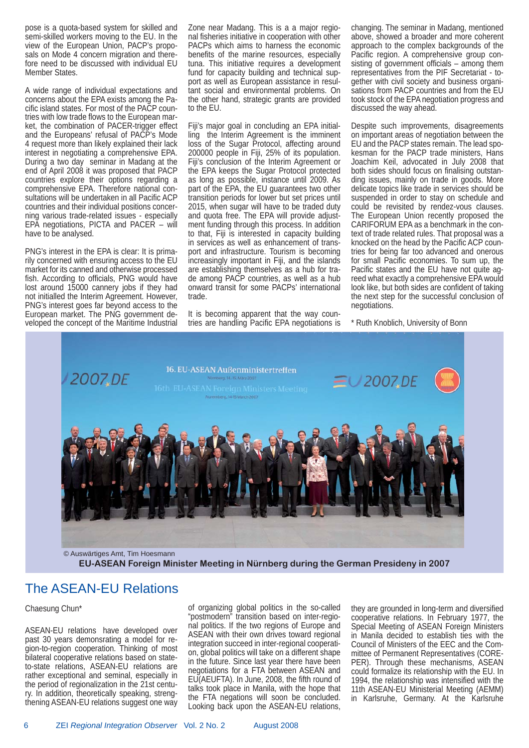pose is a quota-based system for skilled and semi-skilled workers moving to the EU. In the view of the European Union, PACP's proposals on Mode 4 concern migration and therefore need to be discussed with individual EU Member States.

A wide range of individual expectations and concerns about the EPA exists among the Pacific island states. For most of the PACP countries with low trade flows to the European market, the combination of PACER-trigger effect and the Europeans' refusal of PACP's Mode 4 request more than likely explained their lack interest in negotiating a comprehensive EPA. During a two day seminar in Madang at the end of April 2008 it was proposed that PACP countries explore their options regarding a comprehensive EPA. Therefore national consultations will be undertaken in all Pacific ACP countries and their individual positions concerning various trade-related issues - especially EPA negotiations, PICTA and PACER – will have to be analysed.

PNG's interest in the EPA is clear: It is primarily concerned with ensuring access to the EU market for its canned and otherwise processed fish. According to officials, PNG would have lost around 15000 cannery jobs if they had not initialled the Interim Agreement. However, PNG's interest goes far beyond access to the European market. The PNG government developed the concept of the Maritime Industrial Zone near Madang. This is a a major regional fisheries initiative in cooperation with other PACPs which aims to harness the economic benefits of the marine resources, especially tuna. This initiative requires a development fund for capacity building and technical support as well as European assistance in resultant social and environmental problems. On the other hand, strategic grants are provided to the EU.

Fiji's major goal in concluding an EPA initialling the Interim Agreement is the imminent loss of the Sugar Protocol, affecting around 200000 people in Fiji, 25% of its population. Fiji's conclusion of the Interim Agreement or the EPA keeps the Sugar Protocol protected as long as possible, instance until 2009. As part of the EPA, the EU guarantees two other transition periods for lower but set prices until 2015, when sugar will have to be traded duty and quota free. The EPA will provide adjustment funding through this process. In addition to that, Fiji is interested in capacity building in services as well as enhancement of transport and infrastructure. Tourism is becoming increasingly important in Fiji, and the islands are establishing themselves as a hub for trade among PACP countries, as well as a hub for onward transit for some PACPs' international trade.

It is becoming apparent that the way countries are handling Pacific EPA negotiations is changing. The seminar in Madang, mentioned above, showed a broader and more coherent approach to the complex backgrounds of the Pacific region. A comprehensive group consisting of government officials – among them representatives from the PIF Secretariat - together with civil society and business organisations from PACP countries and from the EU took stock of the EPA negotiation progress and discussed the way ahead.

Despite such improvements, disagreements on important areas of negotiation between the EU and the PACP states remain. The lead spokesman for the PACP trade ministers, Hans Joachim Keil, advocated in July 2008 that both sides should focus on finalising outstanding issues, mainly on trade in goods. More delicate topics like trade in services should be suspended in order to stay on schedule and could be revisited by rendez-vous clauses. The European Union recently proposed the CARIFORUM EPA as a benchmark in the context of trade related rules. That proposal was a knocked on the head by the Pacific ACP countries for being far too advanced and onerous for small Pacific economies. To sum up, the Pacific states and the EU have not quite agreed what exactly a comprehensive EPA would look like, but both sides are confident of taking the next step for the successful conclusion of negotiations.

\* Ruth Knoblich, University of Bonn

© Auswärtiges Amt, Tim Hoesmann

**EU-ASEAN Foreign Minister Meeting in Nürnberg during the German Presideny in 2007**

# The ASEAN-EU Relations

Chaesung Chun*

ASEAN-EU relations have developed over past 30 years demonsrating a model for region-to-region cooperation. Thinking of most bilateral cooperative relations based on state-to-state relations, ASEAN-EU relations are rather exceptional and seminal, especially in the period of regionalization in the 21st century. In addition, theoretically speaking, strengthening ASEAN-EU relations suggest one way of organizing global politics in the so-called "postmodern" transition based on inter-regional politics. If the two regions of Europe and ASEAN with their own drives toward regional integration succeed in inter-regional cooperation, global politics will take on a different shape in the future. Since last year there have been negotiations for a FTA between ASEAN and EU(AEUFTA). In June, 2008, the fifth round of talks took place in Manila, with the hope that the FTA negations will soon be concluded. Looking back upon the ASEAN-EU relations, they are grounded in long-term and diversified cooperative relations. In February 1977, the Special Meeting of ASEAN Foreign Ministers in Manila decided to establish ties with the Council of Ministers of the EEC and the Committee of Permanent Representatives (COREPER). Through these mechanisms, ASEAN could formalize its relationship with the EU. In 1994, the relationship was intensified with the 11th ASEAN-EU Ministerial Meeting (AEMM) in Karlsruhe, Germany. At the Karlsruhe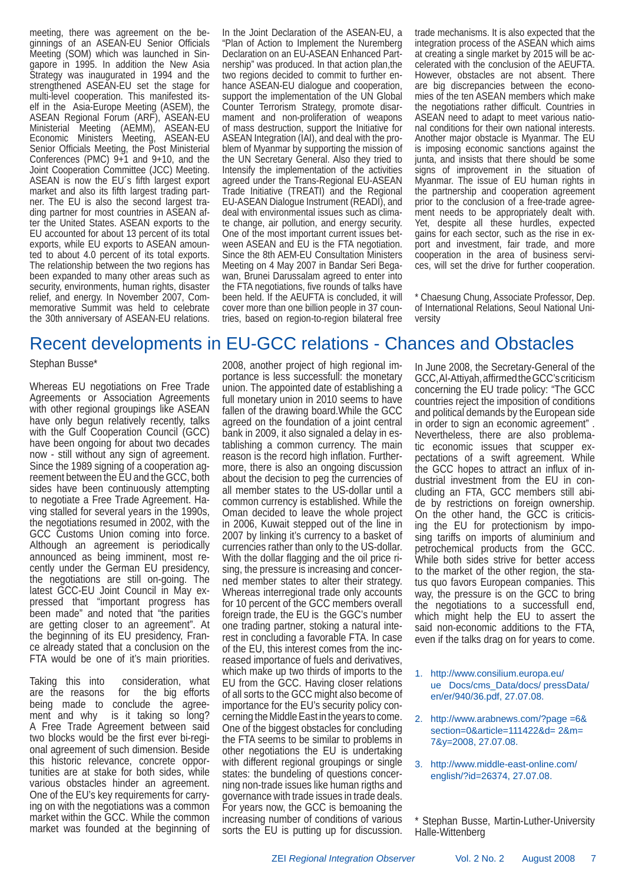meeting, there was agreement on the beginnings of an ASEAN-EU Senior Officials Meeting (SOM) which was launched in Singapore in 1995. In addition the New Asia Strategy was inaugurated in 1994 and the strengthened ASEAN-EU set the stage for multi-level cooperation. This manifested itself in the Asia-Europe Meeting (ASEM), the ASEAN Regional Forum (ARF), ASEAN-EU Ministerial Meeting (AEMM), ASEAN-EU Economic Ministers Meeting, ASEAN-EU Senior Officials Meeting, the Post Ministerial Conferences (PMC) 9+1 and 9+10, and the Joint Cooperation Committee (JCC) Meeting. ASEAN is now the EU´s fifth largest export market and also its fifth largest trading partner. The EU is also the second largest trading partner for most countries in ASEAN after the United States. ASEAN exports to the EU accounted for about 13 percent of its total exports, while EU exports to ASEAN amounted to about 4.0 percent of its total exports. The relationship between the two regions has been expanded to many other areas such as security, environments, human rights, disaster relief, and energy. In November 2007, Commemorative Summit was held to celebrate the 30th anniversary of ASEAN-EU relations.

In the Joint Declaration of the ASEAN-EU, a "Plan of Action to Implement the Nuremberg Declaration on an EU-ASEAN Enhanced Partnership" was produced. In that action plan,the two regions decided to commit to further enhance ASEAN-EU dialogue and cooperation, support the implementation of the UN Global Counter Terrorism Strategy, promote disarmament and non-proliferation of weapons of mass destruction, support the Initiative for ASEAN Integration (IAI), and deal with the problem of Myanmar by supporting the mission of the UN Secretary General. Also they tried to Intensify the implementation of the activities agreed under the Trans-Regional EU-ASEAN Trade Initiative (TREATI) and the Regional EU-ASEAN Dialogue Instrument (READI), and deal with environmental issues such as climate change, air pollution, and energy security. One of the most important current issues between ASEAN and EU is the FTA negotiation. Since the 8th AEM-EU Consultation Ministers Meeting on 4 May 2007 in Bandar Seri Begawan, Brunei Darussalam agreed to enter into the FTA negotiations, five rounds of talks have been held. If the AEUFTA is concluded, it will cover more than one billion people in 37 countries, based on region-to-region bilateral free trade mechanisms. It is also expected that the integration process of the ASEAN which aims at creating a single market by 2015 will be accelerated with the conclusion of the AEUFTA. However, obstacles are not absent. There are big discrepancies between the economies of the ten ASEAN members which make the negotiations rather difficult. Countries in ASEAN need to adapt to meet various national conditions for their own national interests. Another major obstacle is Myanmar. The EU is imposing economic sanctions against the junta, and insists that there should be some signs of improvement in the situation of Myanmar. The issue of EU human rights in the partnership and cooperation agreement prior to the conclusion of a free-trade agreement needs to be appropriately dealt with. Yet, despite all these hurdles, expected gains for each sector, such as the rise in export and investment, fair trade, and more cooperation in the area of business services, will set the drive for further cooperation.

\* Chaesung Chung, Associate Professor, Dep. of International Relations, Seoul National University

# Recent developments in EU-GCC relations - Chances and Obstacles

Stephan Busse*

Whereas EU negotiations on Free Trade Agreements or Association Agreements with other regional groupings like ASEAN have only begun relatively recently, talks with the Gulf Cooperation Council (GCC) have been ongoing for about two decades now - still without any sign of agreement. Since the 1989 signing of a cooperation agreement between the EU and the GCC, both sides have been continuously attempting to negotiate a Free Trade Agreement. Having stalled for several years in the 1990s, the negotiations resumed in 2002, with the GCC Customs Union coming into force. Although an agreement is periodically announced as being imminent, most recently under the German EU presidency, the negotiations are still on-going. The latest GCC-EU Joint Council in May expressed that "important progress has been made" and noted that "the parities are getting closer to an agreement". At the beginning of its EU presidency, France already stated that a conclusion on the FTA would be one of it's main priorities.

Taking this into consideration, what are the reasons for the big efforts being made to conclude the agreement and why is it taking so long? A Free Trade Agreement between said two blocks would be the first ever bi-regional agreement of such dimension. Beside this historic relevance, concrete opportunities are at stake for both sides, while various obstacles hinder an agreement. One of the EU's key requirements for carrying on with the negotiations was a common market within the GCC. While the common market was founded at the beginning of 2008, another project of high regional importance is less successfull: the monetary union. The appointed date of establishing a full monetary union in 2010 seems to have fallen of the drawing board.While the GCC agreed on the foundation of a joint central bank in 2009, it also signaled a delay in establishing a common currency. The main reason is the record high inflation. Furthermore, there is also an ongoing discussion about the decision to peg the currencies of all member states to the US-dollar until a common currency is established. While the Oman decided to leave the whole project in 2006, Kuwait stepped out of the line in 2007 by linking it's currency to a basket of currencies rather than only to the US-dollar. With the dollar flagging and the oil price rising, the pressure is increasing and concerned member states to alter their strategy. Whereas interregional trade only accounts for 10 percent of the GCC members overall foreign trade, the EU is the GGC's number one trading partner, stoking a natural interest in concluding a favorable FTA. In case of the EU, this interest comes from the increased importance of fuels and derivatives, which make up two thirds of imports to the EU from the GCC. Having closer relations of all sorts to the GCC might also become of importance for the EU's security policy concerning the Middle East in the years to come. One of the biggest obstacles for concluding the FTA seems to be similar to problems in other negotiations the EU is undertaking with different regional groupings or single states: the bundeling of questions concerning non-trade issues like human rigths and governance with trade issues in trade deals. For years now, the GCC is bemoaning the increasing number of conditions of various sorts the EU is putting up for discussion.

In June 2008, the Secretary-General of the GCC, Al-Attiyah, affirmed the GCC's criticism concerning the EU trade policy: "The GCC countries reject the imposition of conditions and political demands by the European side in order to sign an economic agreement" . Nevertheless, there are also problematic economic issues that scupper expectations of a swift agreement. While the GCC hopes to attract an influx of industrial investment from the EU in concluding an FTA, GCC members still abide by restrictions on foreign ownership. On the other hand, the GCC is criticising the EU for protectionism by imposing tariffs on imports of aluminium and petrochemical products from the GCC. While both sides strive for better access to the market of the other region, the status quo favors European companies. This way, the pressure is on the GCC to bring the negotiations to a successfull end, which might help the EU to assert the said non-economic additions to the FTA, even if the talks drag on for years to come.

1. http://www.consilium.europa.eu/ue Docs/cms_Data/docs/ pressData/en/er/940/36.pdf, 27.07.08.
2. http://www.arabnews.com/?page =6&section=0&article=111422&d= 2&m=7&y=2008, 27.07.08.
3. http://www.middle-east-online.com/english/?id=26374, 27.07.08.

\* Stephan Busse, Martin-Luther-University Halle-Wittenberg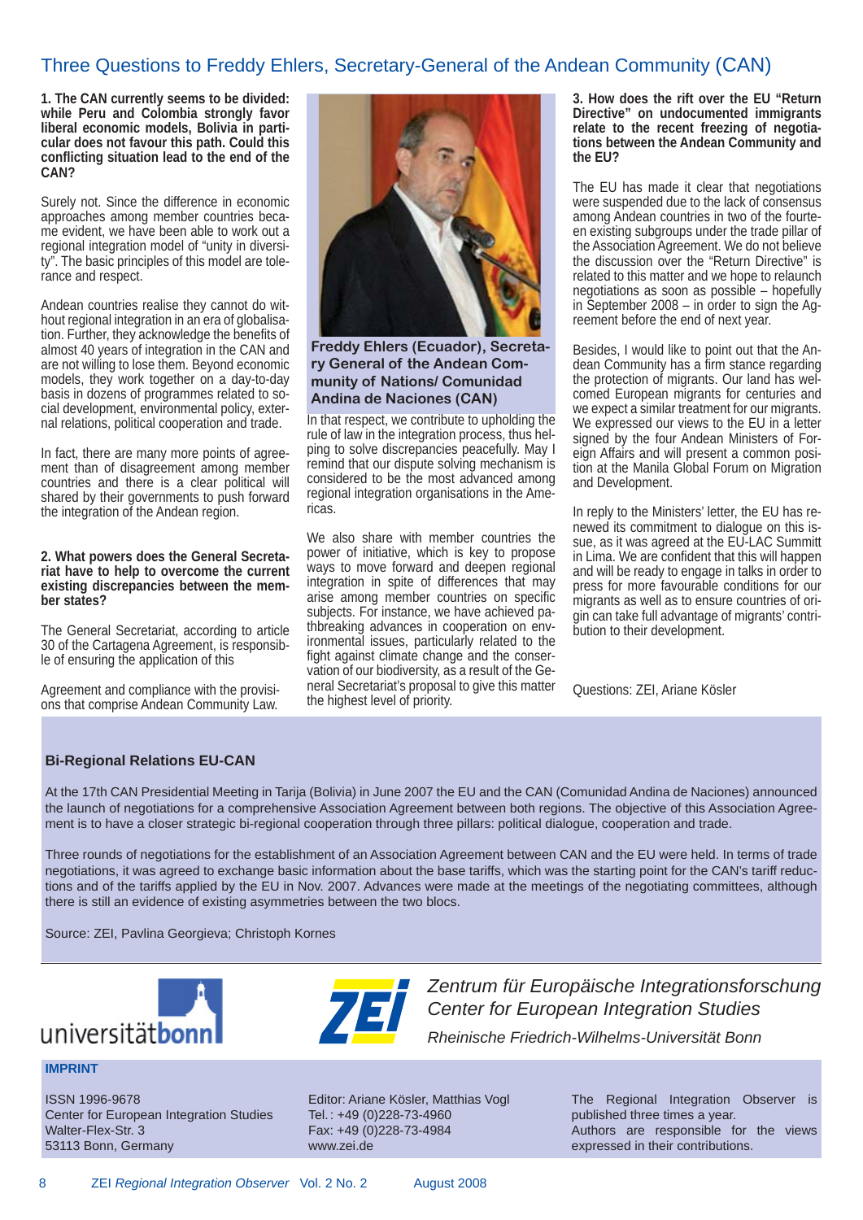## Three Questions to Freddy Ehlers, Secretary-General of the Andean Community (CAN)

**1. The CAN currently seems to be divided: while Peru and Colombia strongly favor liberal economic models, Bolivia in particular does not favour this path. Could this conflicting situation lead to the end of the CAN?**

Surely not. Since the difference in economic approaches among member countries became evident, we have been able to work out a regional integration model of "unity in diversity". The basic principles of this model are tolerance and respect.

Andean countries realise they cannot do without regional integration in an era of globalisation. Further, they acknowledge the benefits of almost 40 years of integration in the CAN and are not willing to lose them. Beyond economic models, they work together on a day-to-day basis in dozens of programmes related to social development, environmental policy, external relations, political cooperation and trade.

In fact, there are many more points of agreement than of disagreement among member countries and there is a clear political will shared by their governments to push forward the integration of the Andean region.

**2. What powers does the General Secretariat have to help to overcome the current existing discrepancies between the member states?**

The General Secretariat, according to article 30 of the Cartagena Agreement, is responsible of ensuring the application of this

Agreement and compliance with the provisions that comprise Andean Community Law.

**Freddy Ehlers (Ecuador), Secretary General of the Andean Community of Nations/ Comunidad Andina de Naciones (CAN)**

In that respect, we contribute to upholding the rule of law in the integration process, thus helping to solve discrepancies peacefully. May I remind that our dispute solving mechanism is considered to be the most advanced among regional integration organisations in the Americas.

We also share with member countries the power of initiative, which is key to propose ways to move forward and deepen regional integration in spite of differences that may arise among member countries on specific subjects. For instance, we have achieved pathbreaking advances in cooperation on environmental issues, particularly related to the fight against climate change and the conservation of our biodiversity, as a result of the General Secretariat's proposal to give this matter the highest level of priority.

**3. How does the rift over the EU "Return Directive" on undocumented immigrants relate to the recent freezing of negotiations between the Andean Community and the EU?**

The EU has made it clear that negotiations were suspended due to the lack of consensus among Andean countries in two of the fourteen existing subgroups under the trade pillar of the Association Agreement. We do not believe the discussion over the "Return Directive" is related to this matter and we hope to relaunch negotiations as soon as possible – hopefully in September 2008 – in order to sign the Agreement before the end of next year.

Besides, I would like to point out that the Andean Community has a firm stance regarding the protection of migrants. Our land has welcomed European migrants for centuries and we expect a similar treatment for our migrants. We expressed our views to the EU in a letter signed by the four Andean Ministers of Foreign Affairs and will present a common position at the Manila Global Forum on Migration and Development.

In reply to the Ministers' letter, the EU has renewed its commitment to dialogue on this issue, as it was agreed at the EU-LAC Summitt in Lima. We are confident that this will happen and will be ready to engage in talks in order to press for more favourable conditions for our migrants as well as to ensure countries of origin can take full advantage of migrants' contribution to their development.

Questions: ZEI, Ariane Kösler

### Bi-Regional Relations EU-CAN

At the 17th CAN Presidential Meeting in Tarija (Bolivia) in June 2007 the EU and the CAN (Comunidad Andina de Naciones) announced the launch of negotiations for a comprehensive Association Agreement between both regions. The objective of this Association Agreement is to have a closer strategic bi-regional cooperation through three pillars: political dialogue, cooperation and trade.

Three rounds of negotiations for the establishment of an Association Agreement between CAN and the EU were held. In terms of trade negotiations, it was agreed to exchange basic information about the base tariffs, which was the starting point for the CAN's tariff reductions and of the tariffs applied by the EU in Nov. 2007. Advances were made at the meetings of the negotiating committees, although there is still an evidence of existing asymmetries between the two blocs.

Source: ZEI, Pavlina Georgieva; Christoph Kornes

universitätbonn

*Zentrum für Europäische Integrationsforschung*
*Center for European Integration Studies*
*Rheinische Friedrich-Wilhelms-Universität Bonn*

**IMPRINT**

ISSN 1996-9678
Center for European Integration Studies
Walter-Flex-Str. 3
53113 Bonn, Germany

Editor: Ariane Kösler, Matthias Vogl
Tel.: +49 (0)228-73-4960
Fax: +49 (0)228-73-4984
www.zei.de

The Regional Integration Observer is published three times a year.
Authors are responsible for the views expressed in their contributions.